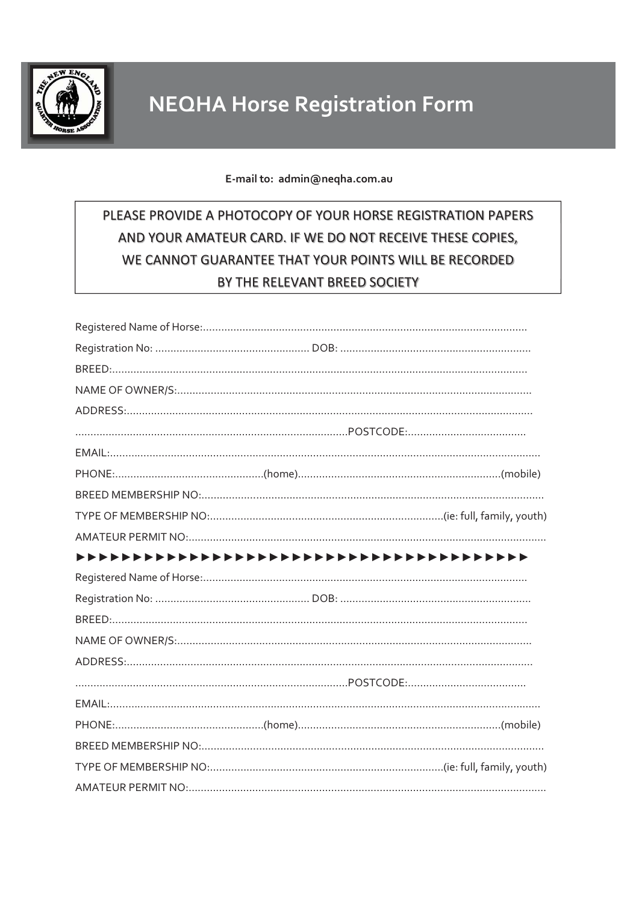# NEQHA Horse Registration Form

**E-mail to: admin@neqha.com.au**

PLEASE PROVIDE A PHOTOCOPY OF YOUR HORSE REGISTRATION PAPERS AND YOUR AMATEUR CARD. IF WE DO NOT RECEIVE THESE COPIES, WE CANNOT GUARANTEE THAT YOUR POINTS WILL BE RECORDED BY THE RELEVANT BREED SOCIETY

Registered Name of Horse:..........................................................................................................

Registration No: .................................................. DOB: ..............................................................

BREED:.......................................................................................................................................

NAME OF OWNER/S:...................................................................................................................

ADDRESS:...................................................................................................................................

.........................................................................................POSTCODE:......................................

EMAIL:.........................................................................................................................................

PHONE:................................................(home)..................................................................(mobile)

BREED MEMBERSHIP NO:...............................................................................................................

TYPE OF MEMBERSHIP NO:............................................................................(ie: full, family, youth)

AMATEUR PERMIT NO:....................................................................................................................

►►►►►►►►►►►►►►►►►►►►►►►►►►►►►►►►►►►►►►►►

Registered Name of Horse:..........................................................................................................

Registration No: .................................................. DOB: ..............................................................

BREED:.......................................................................................................................................

NAME OF OWNER/S:...................................................................................................................

ADDRESS:...................................................................................................................................

.........................................................................................POSTCODE:......................................

EMAIL:.........................................................................................................................................

PHONE:................................................(home)..................................................................(mobile)

BREED MEMBERSHIP NO:...............................................................................................................

TYPE OF MEMBERSHIP NO:............................................................................(ie: full, family, youth)

AMATEUR PERMIT NO:....................................................................................................................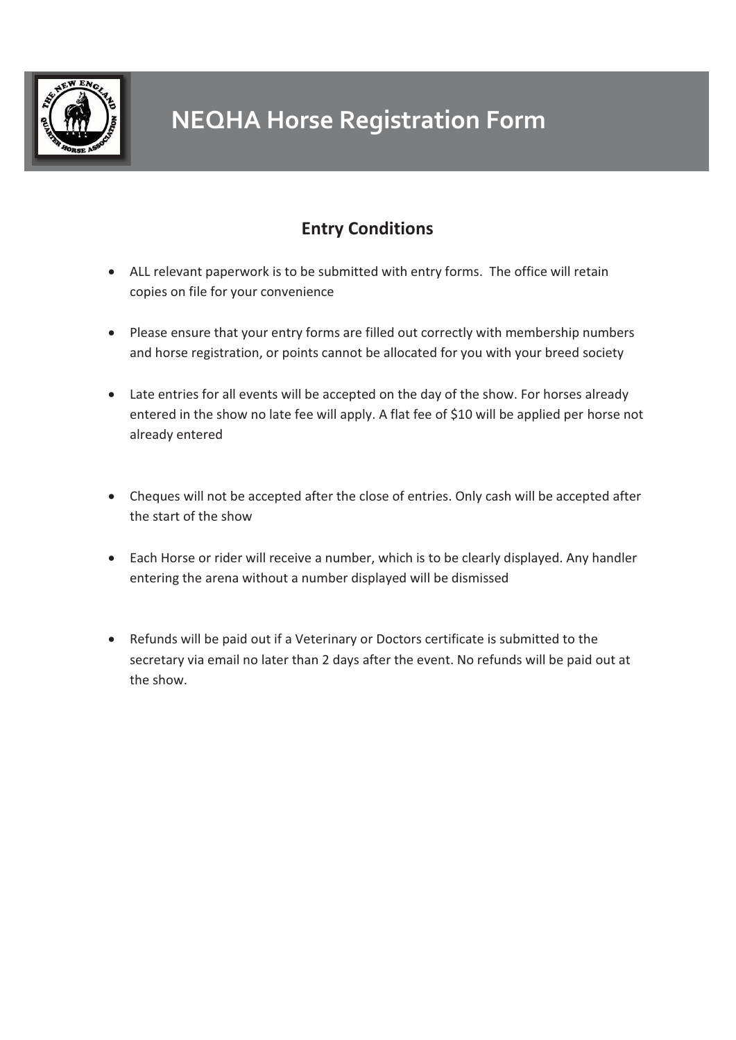# NEQHA Horse Registration Form

## Entry Conditions

- ALL relevant paperwork is to be submitted with entry forms. The office will retain copies on file for your convenience
- Please ensure that your entry forms are filled out correctly with membership numbers and horse registration, or points cannot be allocated for you with your breed society
- Late entries for all events will be accepted on the day of the show. For horses already entered in the show no late fee will apply. A flat fee of $10 will be applied per horse not already entered
- Cheques will not be accepted after the close of entries. Only cash will be accepted after the start of the show
- Each Horse or rider will receive a number, which is to be clearly displayed. Any handler entering the arena without a number displayed will be dismissed
- Refunds will be paid out if a Veterinary or Doctors certificate is submitted to the secretary via email no later than 2 days after the event. No refunds will be paid out at the show.